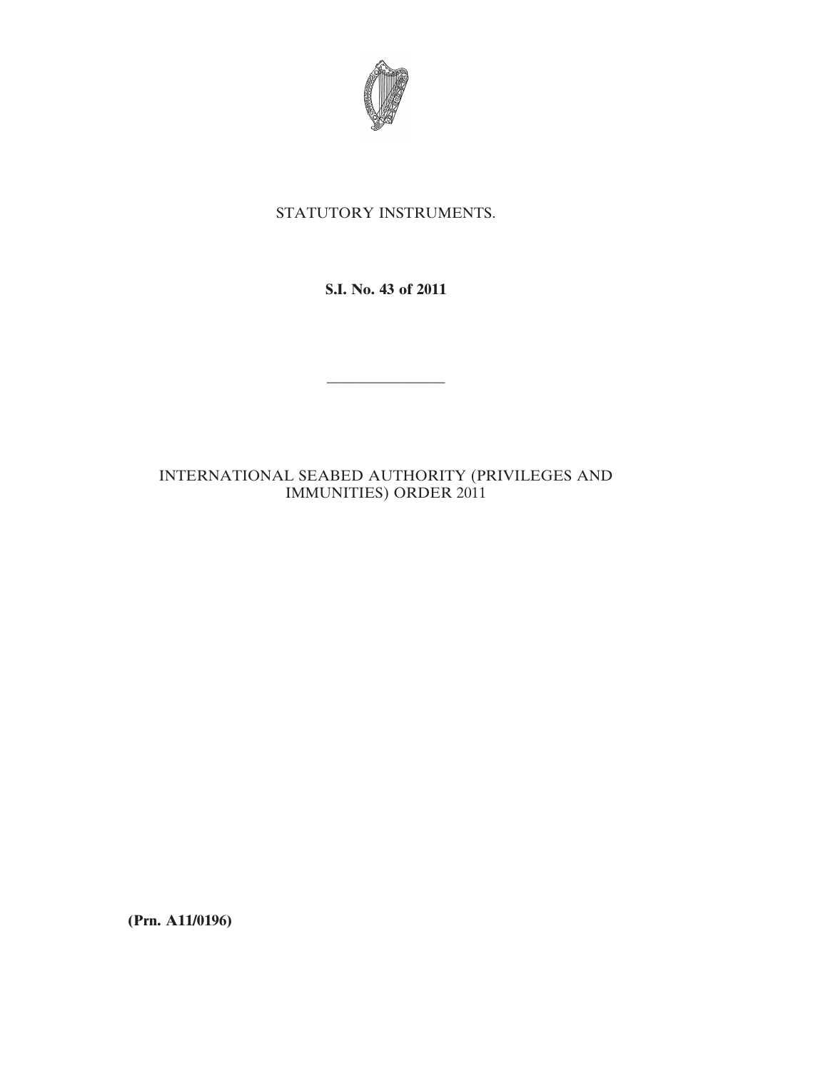STATUTORY INSTRUMENTS.

**S.I. No. 43 of 2011**

---

INTERNATIONAL SEABED AUTHORITY (PRIVILEGES AND IMMUNITIES) ORDER 2011

**(Prn. A11/0196)**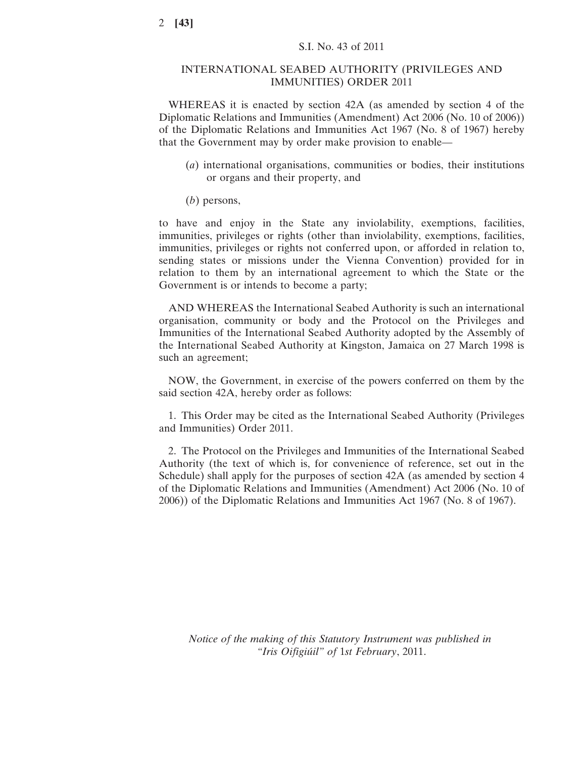S.I. No. 43 of 2011

## INTERNATIONAL SEABED AUTHORITY (PRIVILEGES AND IMMUNITIES) ORDER 2011

WHEREAS it is enacted by section 42A (as amended by section 4 of the Diplomatic Relations and Immunities (Amendment) Act 2006 (No. 10 of 2006)) of the Diplomatic Relations and Immunities Act 1967 (No. 8 of 1967) hereby that the Government may by order make provision to enable—

(*a*) international organisations, communities or bodies, their institutions or organs and their property, and

(*b*) persons,

to have and enjoy in the State any inviolability, exemptions, facilities, immunities, privileges or rights (other than inviolability, exemptions, facilities, immunities, privileges or rights not conferred upon, or afforded in relation to, sending states or missions under the Vienna Convention) provided for in relation to them by an international agreement to which the State or the Government is or intends to become a party;

AND WHEREAS the International Seabed Authority is such an international organisation, community or body and the Protocol on the Privileges and Immunities of the International Seabed Authority adopted by the Assembly of the International Seabed Authority at Kingston, Jamaica on 27 March 1998 is such an agreement;

NOW, the Government, in exercise of the powers conferred on them by the said section 42A, hereby order as follows:

1. This Order may be cited as the International Seabed Authority (Privileges and Immunities) Order 2011.

2. The Protocol on the Privileges and Immunities of the International Seabed Authority (the text of which is, for convenience of reference, set out in the Schedule) shall apply for the purposes of section 42A (as amended by section 4 of the Diplomatic Relations and Immunities (Amendment) Act 2006 (No. 10 of 2006)) of the Diplomatic Relations and Immunities Act 1967 (No. 8 of 1967).

*Notice of the making of this Statutory Instrument was published in "Iris Oifigiúil" of 1st February, 2011.*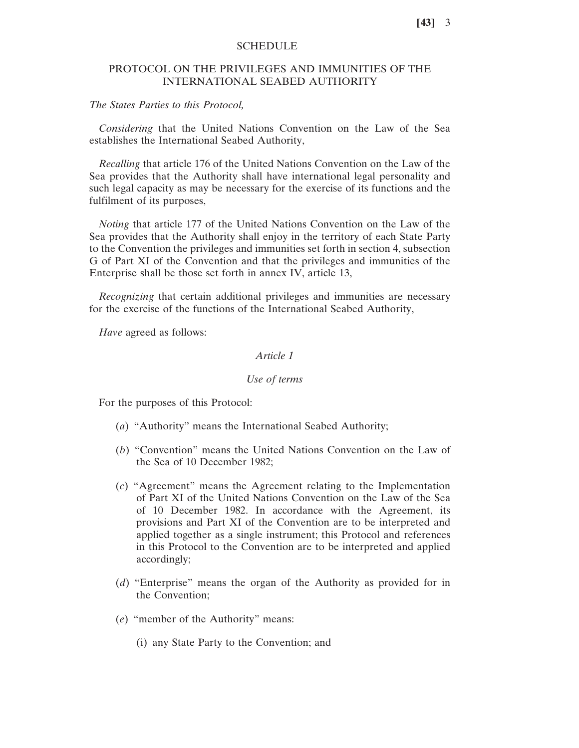# SCHEDULE

## PROTOCOL ON THE PRIVILEGES AND IMMUNITIES OF THE INTERNATIONAL SEABED AUTHORITY

*The States Parties to this Protocol,*

*Considering* that the United Nations Convention on the Law of the Sea establishes the International Seabed Authority,

*Recalling* that article 176 of the United Nations Convention on the Law of the Sea provides that the Authority shall have international legal personality and such legal capacity as may be necessary for the exercise of its functions and the fulfilment of its purposes,

*Noting* that article 177 of the United Nations Convention on the Law of the Sea provides that the Authority shall enjoy in the territory of each State Party to the Convention the privileges and immunities set forth in section 4, subsection G of Part XI of the Convention and that the privileges and immunities of the Enterprise shall be those set forth in annex IV, article 13,

*Recognizing* that certain additional privileges and immunities are necessary for the exercise of the functions of the International Seabed Authority,

*Have* agreed as follows:

### *Article 1*

### *Use of terms*

For the purposes of this Protocol:

(*a*) "Authority" means the International Seabed Authority;

(*b*) "Convention" means the United Nations Convention on the Law of the Sea of 10 December 1982;

(*c*) "Agreement" means the Agreement relating to the Implementation of Part XI of the United Nations Convention on the Law of the Sea of 10 December 1982. In accordance with the Agreement, its provisions and Part XI of the Convention are to be interpreted and applied together as a single instrument; this Protocol and references in this Protocol to the Convention are to be interpreted and applied accordingly;

(*d*) "Enterprise" means the organ of the Authority as provided for in the Convention;

(*e*) "member of the Authority" means:

(i) any State Party to the Convention; and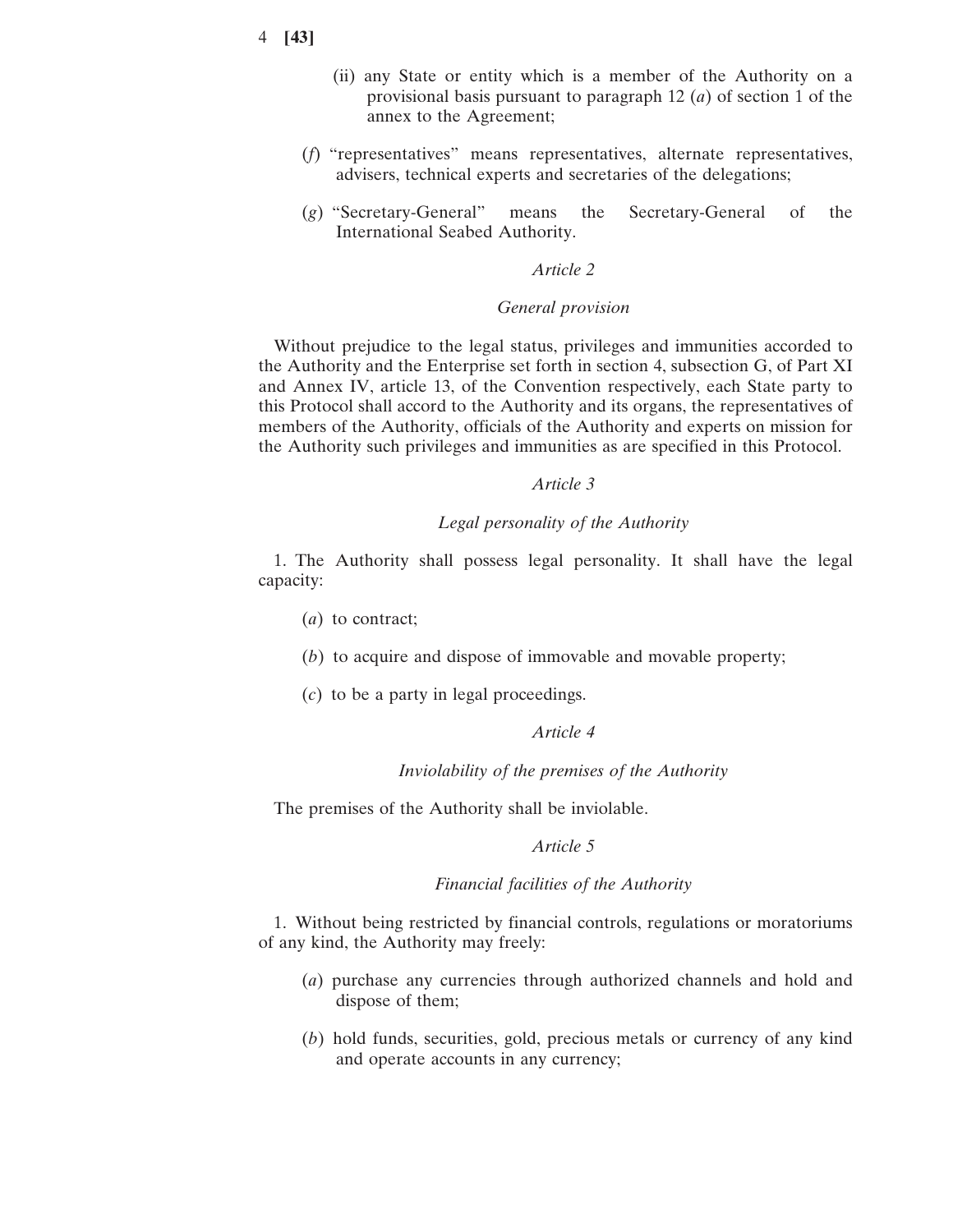(ii) any State or entity which is a member of the Authority on a provisional basis pursuant to paragraph 12 (*a*) of section 1 of the annex to the Agreement;

(*f*) "representatives" means representatives, alternate representatives, advisers, technical experts and secretaries of the delegations;

(*g*) "Secretary-General" means the Secretary-General of the International Seabed Authority.

*Article 2*

*General provision*

Without prejudice to the legal status, privileges and immunities accorded to the Authority and the Enterprise set forth in section 4, subsection G, of Part XI and Annex IV, article 13, of the Convention respectively, each State party to this Protocol shall accord to the Authority and its organs, the representatives of members of the Authority, officials of the Authority and experts on mission for the Authority such privileges and immunities as are specified in this Protocol.

*Article 3*

*Legal personality of the Authority*

1. The Authority shall possess legal personality. It shall have the legal capacity:

(*a*) to contract;

(*b*) to acquire and dispose of immovable and movable property;

(*c*) to be a party in legal proceedings.

*Article 4*

*Inviolability of the premises of the Authority*

The premises of the Authority shall be inviolable.

*Article 5*

*Financial facilities of the Authority*

1. Without being restricted by financial controls, regulations or moratoriums of any kind, the Authority may freely:

(*a*) purchase any currencies through authorized channels and hold and dispose of them;

(*b*) hold funds, securities, gold, precious metals or currency of any kind and operate accounts in any currency;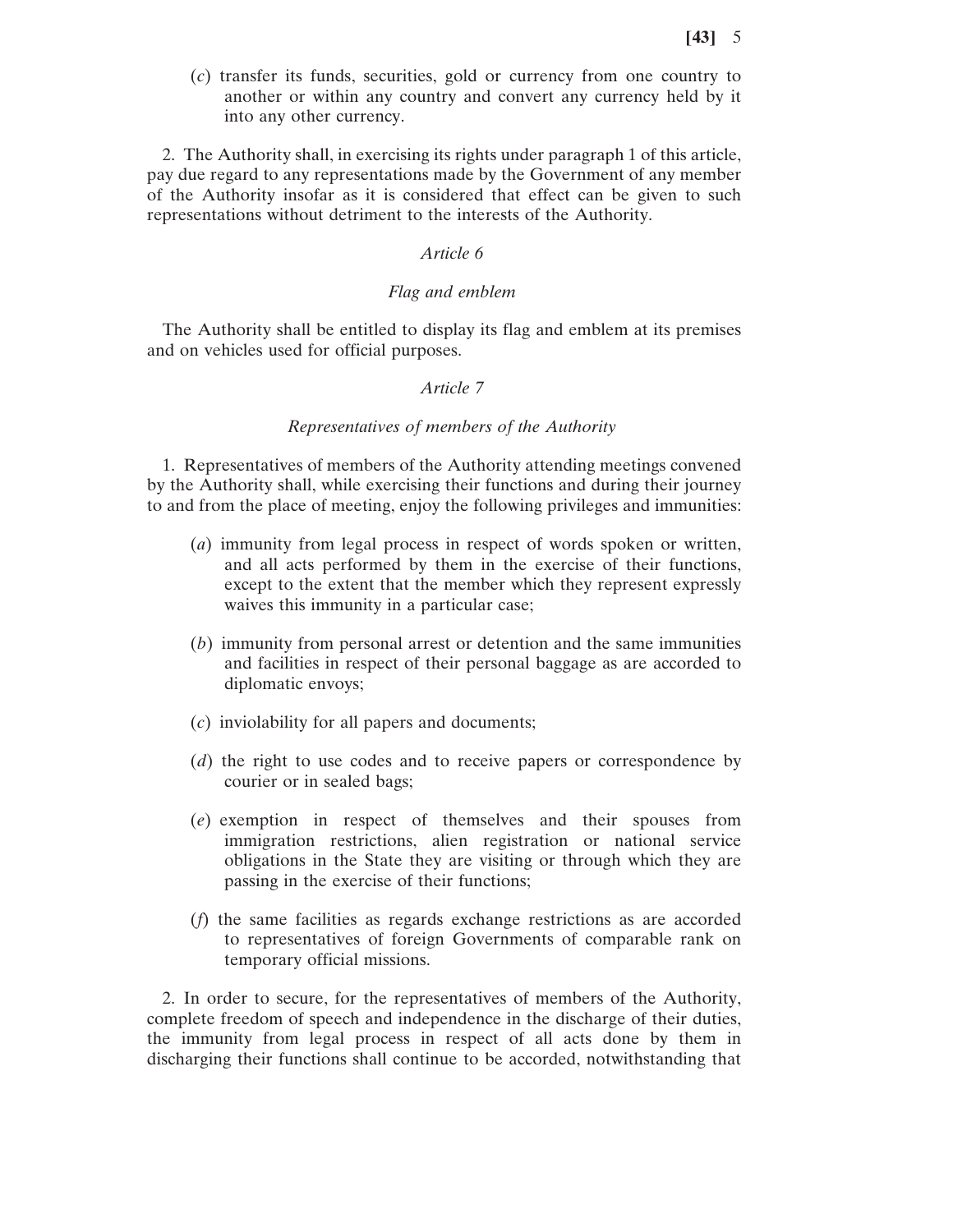(*c*) transfer its funds, securities, gold or currency from one country to another or within any country and convert any currency held by it into any other currency.

2. The Authority shall, in exercising its rights under paragraph 1 of this article, pay due regard to any representations made by the Government of any member of the Authority insofar as it is considered that effect can be given to such representations without detriment to the interests of the Authority.

*Article 6*

*Flag and emblem*

The Authority shall be entitled to display its flag and emblem at its premises and on vehicles used for official purposes.

*Article 7*

*Representatives of members of the Authority*

1. Representatives of members of the Authority attending meetings convened by the Authority shall, while exercising their functions and during their journey to and from the place of meeting, enjoy the following privileges and immunities:

(*a*) immunity from legal process in respect of words spoken or written, and all acts performed by them in the exercise of their functions, except to the extent that the member which they represent expressly waives this immunity in a particular case;

(*b*) immunity from personal arrest or detention and the same immunities and facilities in respect of their personal baggage as are accorded to diplomatic envoys;

(*c*) inviolability for all papers and documents;

(*d*) the right to use codes and to receive papers or correspondence by courier or in sealed bags;

(*e*) exemption in respect of themselves and their spouses from immigration restrictions, alien registration or national service obligations in the State they are visiting or through which they are passing in the exercise of their functions;

(*f*) the same facilities as regards exchange restrictions as are accorded to representatives of foreign Governments of comparable rank on temporary official missions.

2. In order to secure, for the representatives of members of the Authority, complete freedom of speech and independence in the discharge of their duties, the immunity from legal process in respect of all acts done by them in discharging their functions shall continue to be accorded, notwithstanding that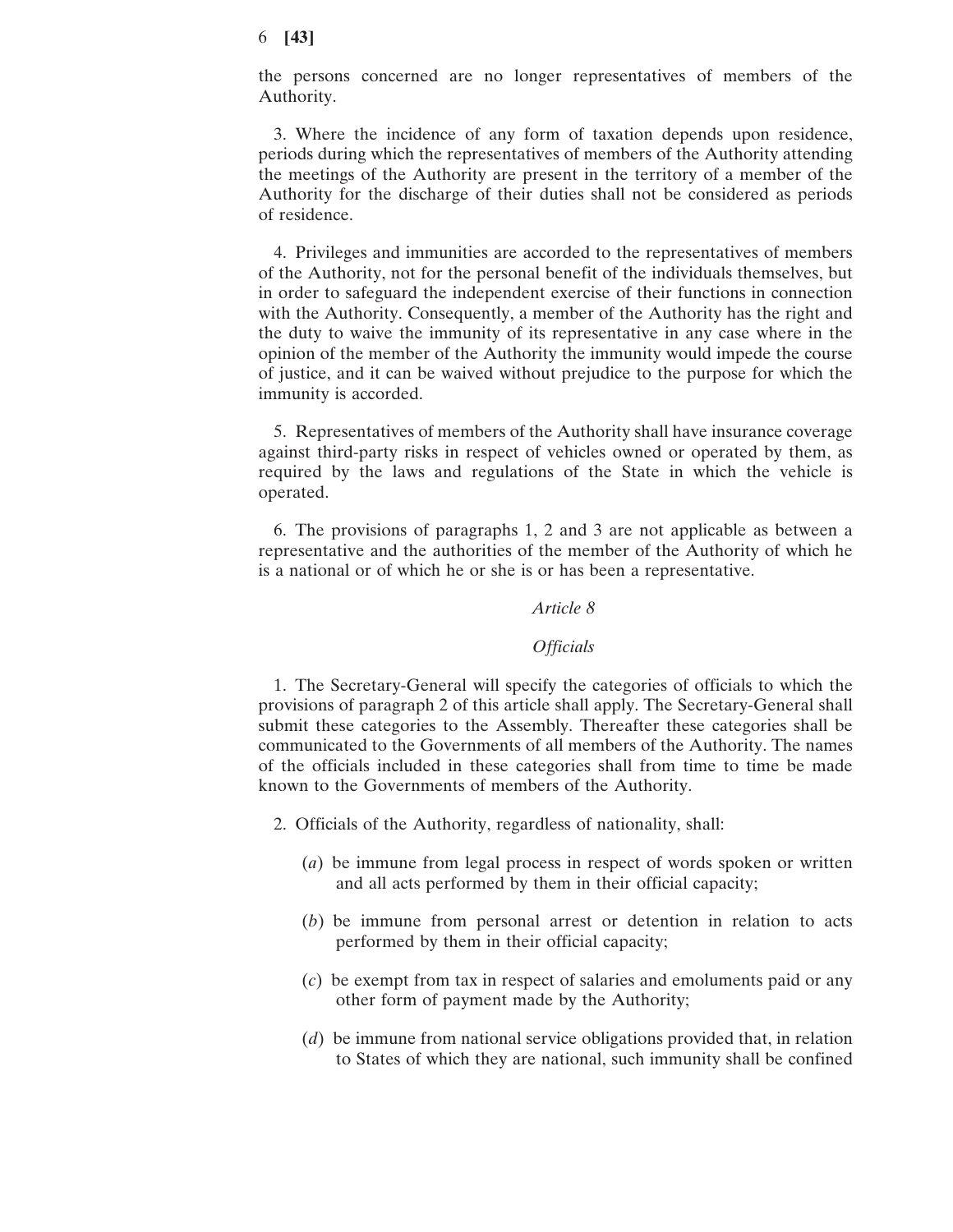the persons concerned are no longer representatives of members of the Authority.

3. Where the incidence of any form of taxation depends upon residence, periods during which the representatives of members of the Authority attending the meetings of the Authority are present in the territory of a member of the Authority for the discharge of their duties shall not be considered as periods of residence.

4. Privileges and immunities are accorded to the representatives of members of the Authority, not for the personal benefit of the individuals themselves, but in order to safeguard the independent exercise of their functions in connection with the Authority. Consequently, a member of the Authority has the right and the duty to waive the immunity of its representative in any case where in the opinion of the member of the Authority the immunity would impede the course of justice, and it can be waived without prejudice to the purpose for which the immunity is accorded.

5. Representatives of members of the Authority shall have insurance coverage against third-party risks in respect of vehicles owned or operated by them, as required by the laws and regulations of the State in which the vehicle is operated.

6. The provisions of paragraphs 1, 2 and 3 are not applicable as between a representative and the authorities of the member of the Authority of which he is a national or of which he or she is or has been a representative.

*Article 8*

*Officials*

1. The Secretary-General will specify the categories of officials to which the provisions of paragraph 2 of this article shall apply. The Secretary-General shall submit these categories to the Assembly. Thereafter these categories shall be communicated to the Governments of all members of the Authority. The names of the officials included in these categories shall from time to time be made known to the Governments of members of the Authority.

2. Officials of the Authority, regardless of nationality, shall:

(*a*) be immune from legal process in respect of words spoken or written and all acts performed by them in their official capacity;

(*b*) be immune from personal arrest or detention in relation to acts performed by them in their official capacity;

(*c*) be exempt from tax in respect of salaries and emoluments paid or any other form of payment made by the Authority;

(*d*) be immune from national service obligations provided that, in relation to States of which they are national, such immunity shall be confined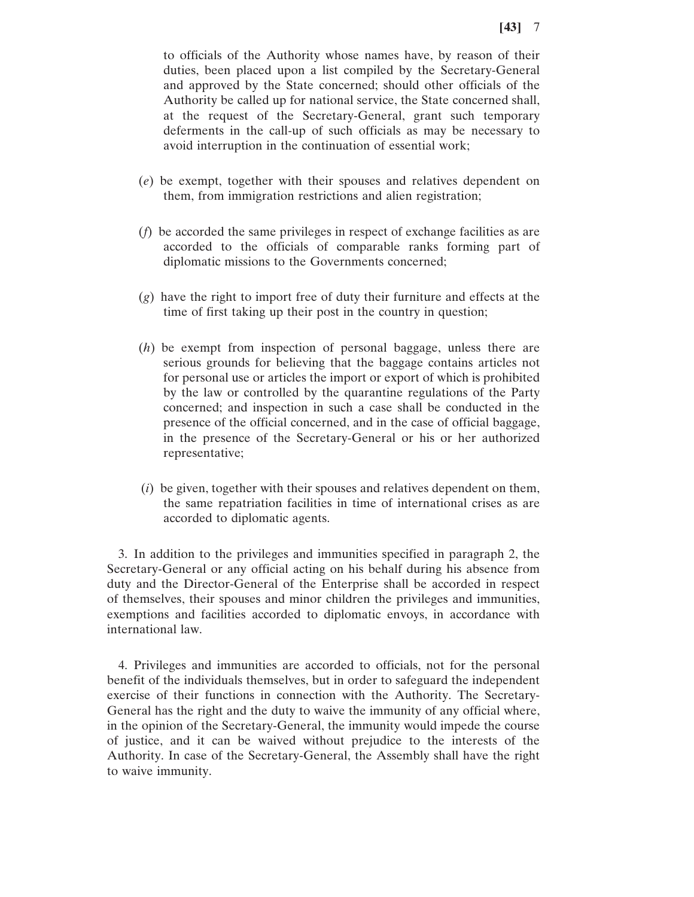to officials of the Authority whose names have, by reason of their duties, been placed upon a list compiled by the Secretary-General and approved by the State concerned; should other officials of the Authority be called up for national service, the State concerned shall, at the request of the Secretary-General, grant such temporary deferments in the call-up of such officials as may be necessary to avoid interruption in the continuation of essential work;

(*e*) be exempt, together with their spouses and relatives dependent on them, from immigration restrictions and alien registration;

(*f*) be accorded the same privileges in respect of exchange facilities as are accorded to the officials of comparable ranks forming part of diplomatic missions to the Governments concerned;

(*g*) have the right to import free of duty their furniture and effects at the time of first taking up their post in the country in question;

(*h*) be exempt from inspection of personal baggage, unless there are serious grounds for believing that the baggage contains articles not for personal use or articles the import or export of which is prohibited by the law or controlled by the quarantine regulations of the Party concerned; and inspection in such a case shall be conducted in the presence of the official concerned, and in the case of official baggage, in the presence of the Secretary-General or his or her authorized representative;

(*i*) be given, together with their spouses and relatives dependent on them, the same repatriation facilities in time of international crises as are accorded to diplomatic agents.

3. In addition to the privileges and immunities specified in paragraph 2, the Secretary-General or any official acting on his behalf during his absence from duty and the Director-General of the Enterprise shall be accorded in respect of themselves, their spouses and minor children the privileges and immunities, exemptions and facilities accorded to diplomatic envoys, in accordance with international law.

4. Privileges and immunities are accorded to officials, not for the personal benefit of the individuals themselves, but in order to safeguard the independent exercise of their functions in connection with the Authority. The Secretary-General has the right and the duty to waive the immunity of any official where, in the opinion of the Secretary-General, the immunity would impede the course of justice, and it can be waived without prejudice to the interests of the Authority. In case of the Secretary-General, the Assembly shall have the right to waive immunity.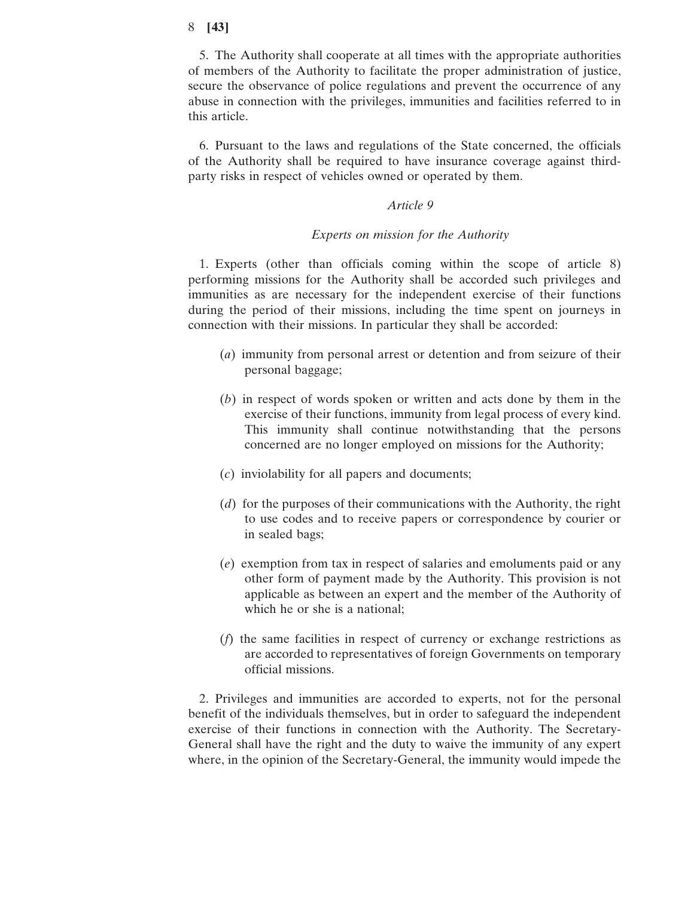5. The Authority shall cooperate at all times with the appropriate authorities of members of the Authority to facilitate the proper administration of justice, secure the observance of police regulations and prevent the occurrence of any abuse in connection with the privileges, immunities and facilities referred to in this article.

6. Pursuant to the laws and regulations of the State concerned, the officials of the Authority shall be required to have insurance coverage against third-party risks in respect of vehicles owned or operated by them.

### *Article 9*

### *Experts on mission for the Authority*

1. Experts (other than officials coming within the scope of article 8) performing missions for the Authority shall be accorded such privileges and immunities as are necessary for the independent exercise of their functions during the period of their missions, including the time spent on journeys in connection with their missions. In particular they shall be accorded:

(*a*) immunity from personal arrest or detention and from seizure of their personal baggage;

(*b*) in respect of words spoken or written and acts done by them in the exercise of their functions, immunity from legal process of every kind. This immunity shall continue notwithstanding that the persons concerned are no longer employed on missions for the Authority;

(*c*) inviolability for all papers and documents;

(*d*) for the purposes of their communications with the Authority, the right to use codes and to receive papers or correspondence by courier or in sealed bags;

(*e*) exemption from tax in respect of salaries and emoluments paid or any other form of payment made by the Authority. This provision is not applicable as between an expert and the member of the Authority of which he or she is a national;

(*f*) the same facilities in respect of currency or exchange restrictions as are accorded to representatives of foreign Governments on temporary official missions.

2. Privileges and immunities are accorded to experts, not for the personal benefit of the individuals themselves, but in order to safeguard the independent exercise of their functions in connection with the Authority. The Secretary-General shall have the right and the duty to waive the immunity of any expert where, in the opinion of the Secretary-General, the immunity would impede the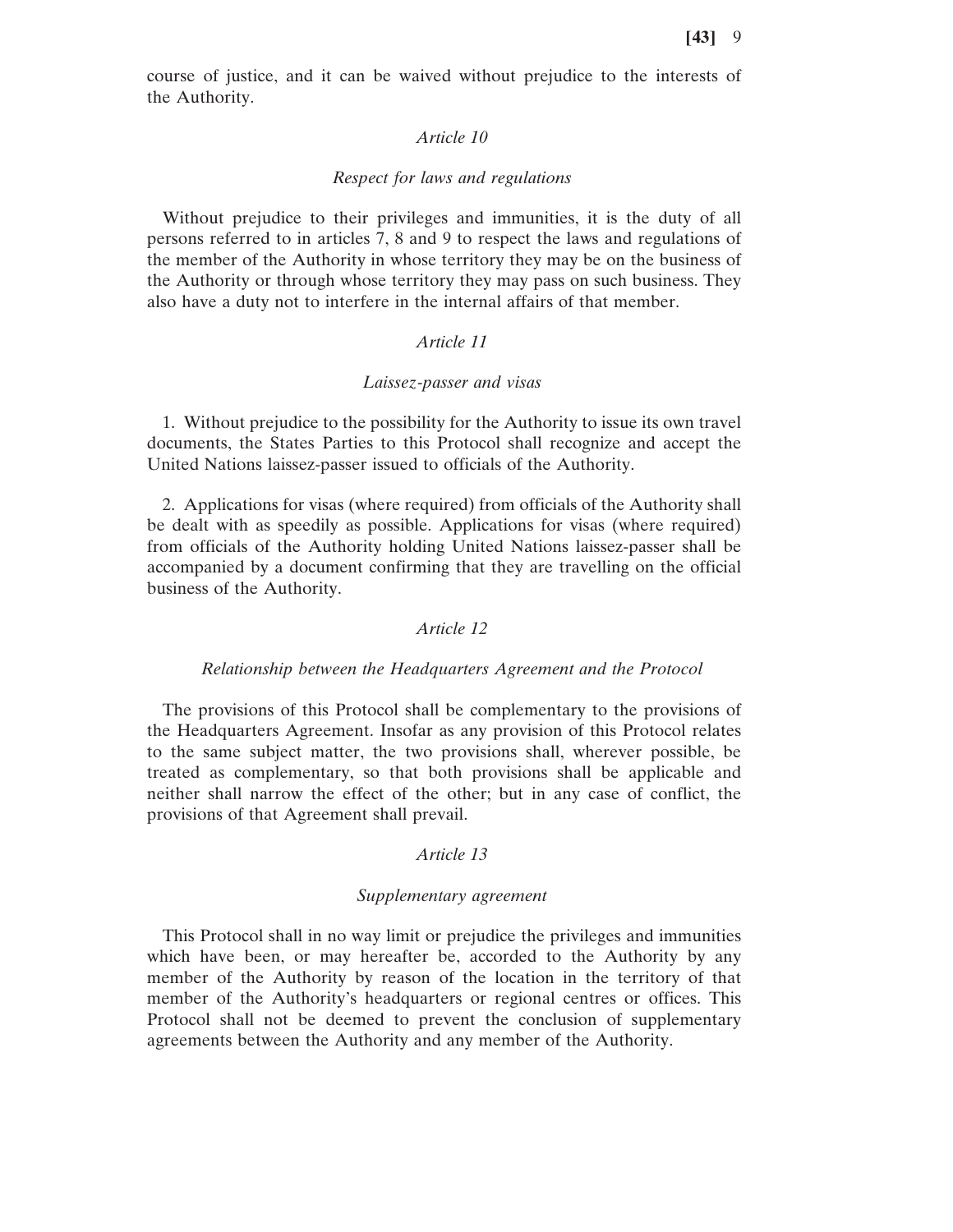course of justice, and it can be waived without prejudice to the interests of the Authority.

*Article 10*

*Respect for laws and regulations*

Without prejudice to their privileges and immunities, it is the duty of all persons referred to in articles 7, 8 and 9 to respect the laws and regulations of the member of the Authority in whose territory they may be on the business of the Authority or through whose territory they may pass on such business. They also have a duty not to interfere in the internal affairs of that member.

*Article 11*

*Laissez-passer and visas*

1. Without prejudice to the possibility for the Authority to issue its own travel documents, the States Parties to this Protocol shall recognize and accept the United Nations laissez-passer issued to officials of the Authority.

2. Applications for visas (where required) from officials of the Authority shall be dealt with as speedily as possible. Applications for visas (where required) from officials of the Authority holding United Nations laissez-passer shall be accompanied by a document confirming that they are travelling on the official business of the Authority.

*Article 12*

*Relationship between the Headquarters Agreement and the Protocol*

The provisions of this Protocol shall be complementary to the provisions of the Headquarters Agreement. Insofar as any provision of this Protocol relates to the same subject matter, the two provisions shall, wherever possible, be treated as complementary, so that both provisions shall be applicable and neither shall narrow the effect of the other; but in any case of conflict, the provisions of that Agreement shall prevail.

*Article 13*

*Supplementary agreement*

This Protocol shall in no way limit or prejudice the privileges and immunities which have been, or may hereafter be, accorded to the Authority by any member of the Authority by reason of the location in the territory of that member of the Authority's headquarters or regional centres or offices. This Protocol shall not be deemed to prevent the conclusion of supplementary agreements between the Authority and any member of the Authority.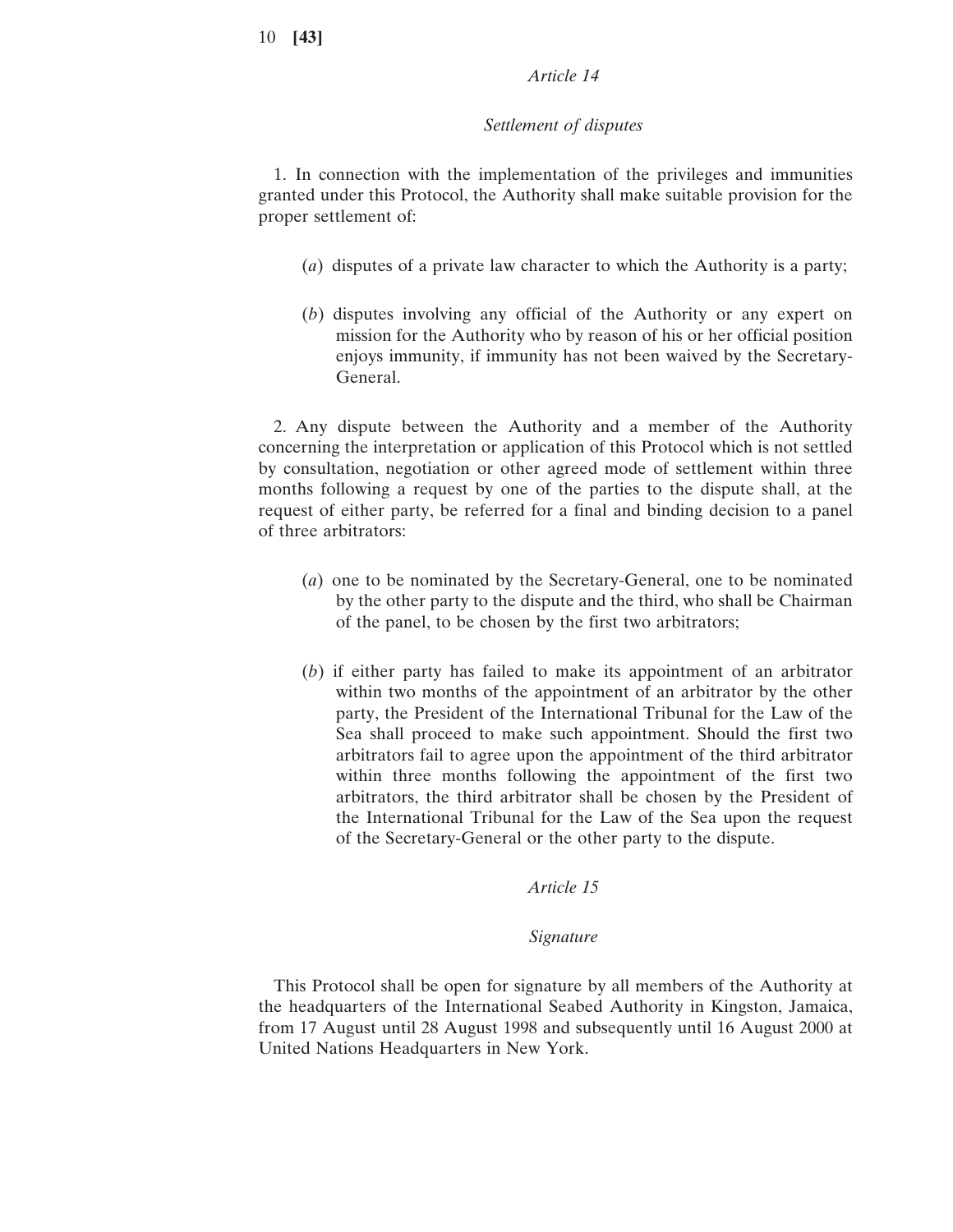*Article 14*

*Settlement of disputes*

1. In connection with the implementation of the privileges and immunities granted under this Protocol, the Authority shall make suitable provision for the proper settlement of:

(*a*) disputes of a private law character to which the Authority is a party;

(*b*) disputes involving any official of the Authority or any expert on mission for the Authority who by reason of his or her official position enjoys immunity, if immunity has not been waived by the Secretary-General.

2. Any dispute between the Authority and a member of the Authority concerning the interpretation or application of this Protocol which is not settled by consultation, negotiation or other agreed mode of settlement within three months following a request by one of the parties to the dispute shall, at the request of either party, be referred for a final and binding decision to a panel of three arbitrators:

(*a*) one to be nominated by the Secretary-General, one to be nominated by the other party to the dispute and the third, who shall be Chairman of the panel, to be chosen by the first two arbitrators;

(*b*) if either party has failed to make its appointment of an arbitrator within two months of the appointment of an arbitrator by the other party, the President of the International Tribunal for the Law of the Sea shall proceed to make such appointment. Should the first two arbitrators fail to agree upon the appointment of the third arbitrator within three months following the appointment of the first two arbitrators, the third arbitrator shall be chosen by the President of the International Tribunal for the Law of the Sea upon the request of the Secretary-General or the other party to the dispute.

*Article 15*

*Signature*

This Protocol shall be open for signature by all members of the Authority at the headquarters of the International Seabed Authority in Kingston, Jamaica, from 17 August until 28 August 1998 and subsequently until 16 August 2000 at United Nations Headquarters in New York.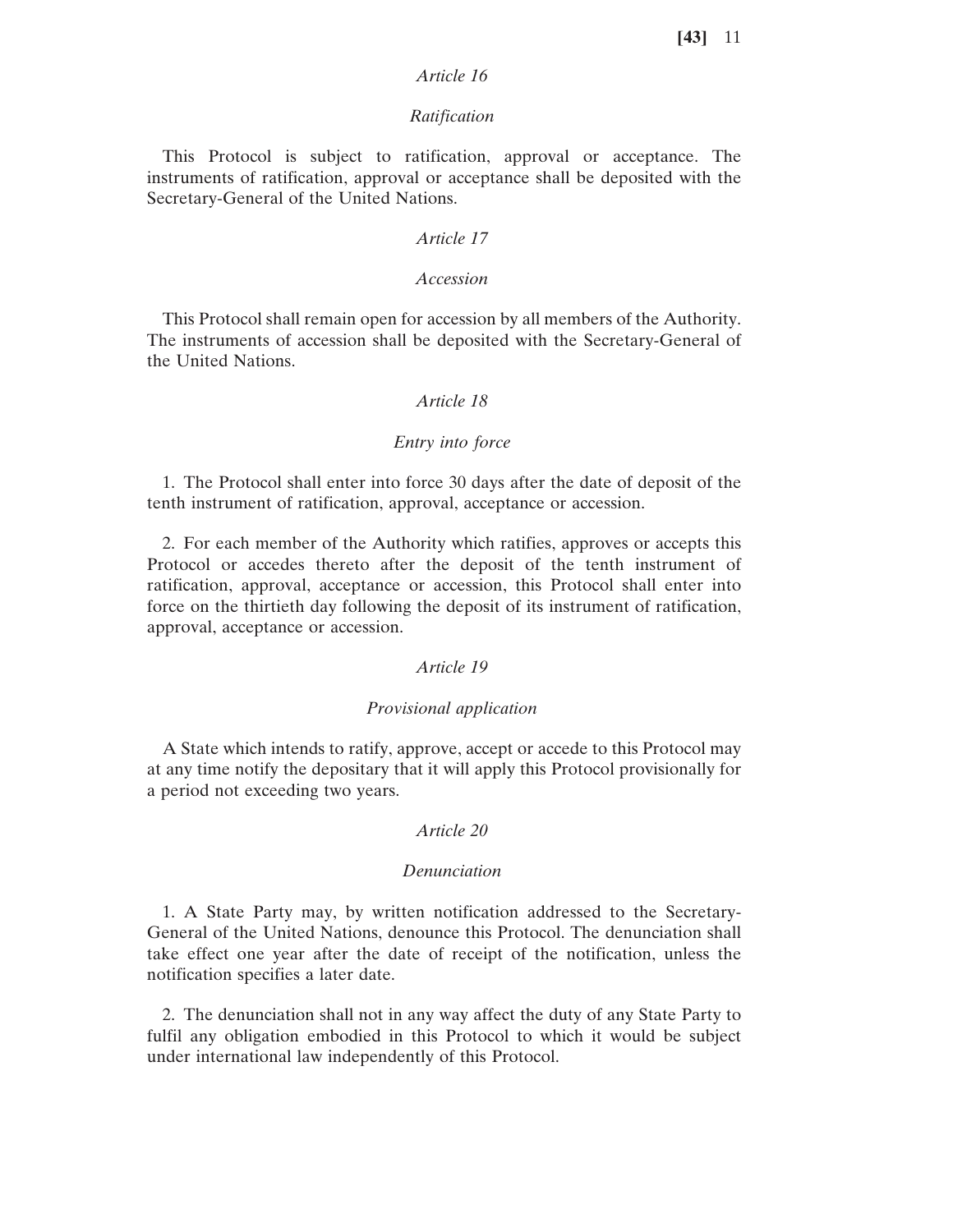*Article 16*

*Ratification*

This Protocol is subject to ratification, approval or acceptance. The instruments of ratification, approval or acceptance shall be deposited with the Secretary-General of the United Nations.

*Article 17*

*Accession*

This Protocol shall remain open for accession by all members of the Authority. The instruments of accession shall be deposited with the Secretary-General of the United Nations.

*Article 18*

*Entry into force*

1. The Protocol shall enter into force 30 days after the date of deposit of the tenth instrument of ratification, approval, acceptance or accession.

2. For each member of the Authority which ratifies, approves or accepts this Protocol or accedes thereto after the deposit of the tenth instrument of ratification, approval, acceptance or accession, this Protocol shall enter into force on the thirtieth day following the deposit of its instrument of ratification, approval, acceptance or accession.

*Article 19*

*Provisional application*

A State which intends to ratify, approve, accept or accede to this Protocol may at any time notify the depositary that it will apply this Protocol provisionally for a period not exceeding two years.

*Article 20*

*Denunciation*

1. A State Party may, by written notification addressed to the Secretary-General of the United Nations, denounce this Protocol. The denunciation shall take effect one year after the date of receipt of the notification, unless the notification specifies a later date.

2. The denunciation shall not in any way affect the duty of any State Party to fulfil any obligation embodied in this Protocol to which it would be subject under international law independently of this Protocol.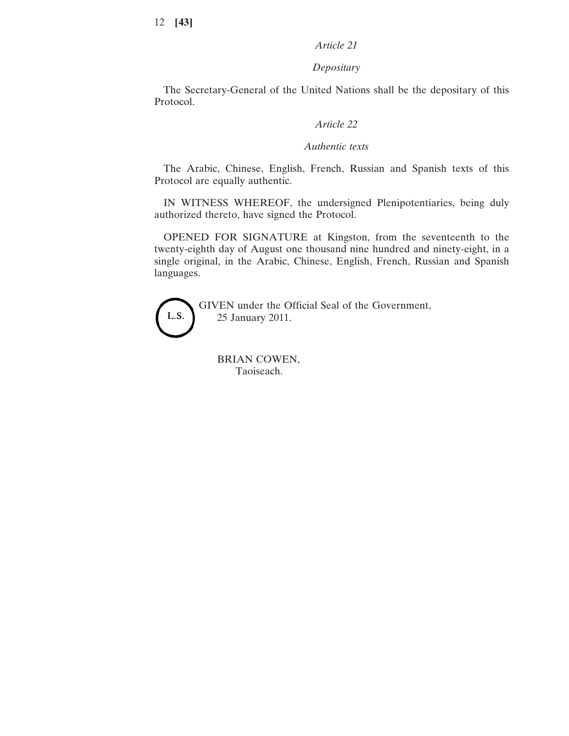*Article 21*

*Depositary*

The Secretary-General of the United Nations shall be the depositary of this Protocol.

*Article 22*

*Authentic texts*

The Arabic, Chinese, English, French, Russian and Spanish texts of this Protocol are equally authentic.

IN WITNESS WHEREOF, the undersigned Plenipotentiaries, being duly authorized thereto, have signed the Protocol.

OPENED FOR SIGNATURE at Kingston, from the seventeenth to the twenty-eighth day of August one thousand nine hundred and ninety-eight, in a single original, in the Arabic, Chinese, English, French, Russian and Spanish languages.

L.S.

GIVEN under the Official Seal of the Government,
25 January 2011.

BRIAN COWEN,
Taoiseach.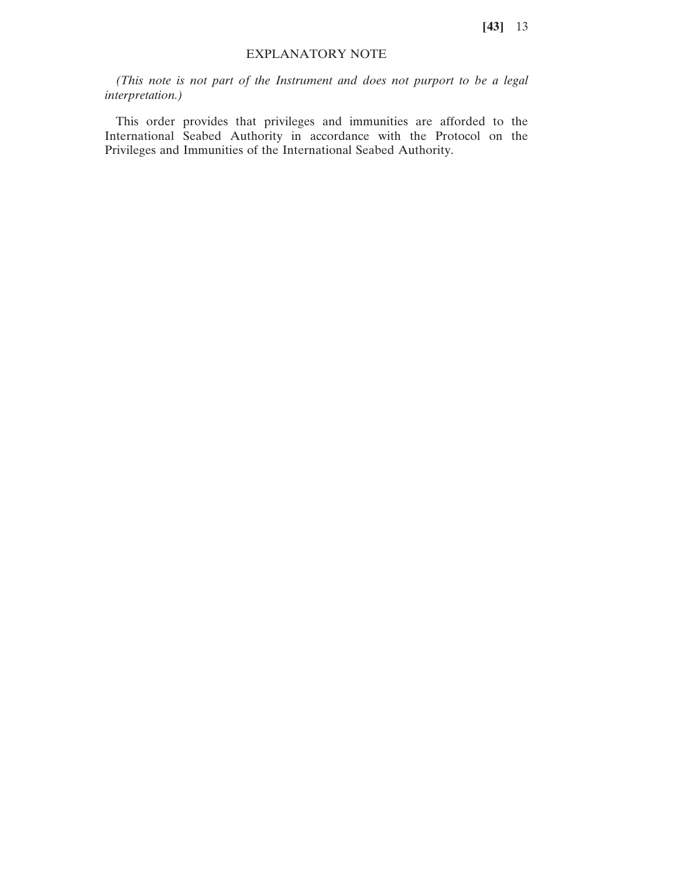## EXPLANATORY NOTE

*(This note is not part of the Instrument and does not purport to be a legal interpretation.)*

This order provides that privileges and immunities are afforded to the International Seabed Authority in accordance with the Protocol on the Privileges and Immunities of the International Seabed Authority.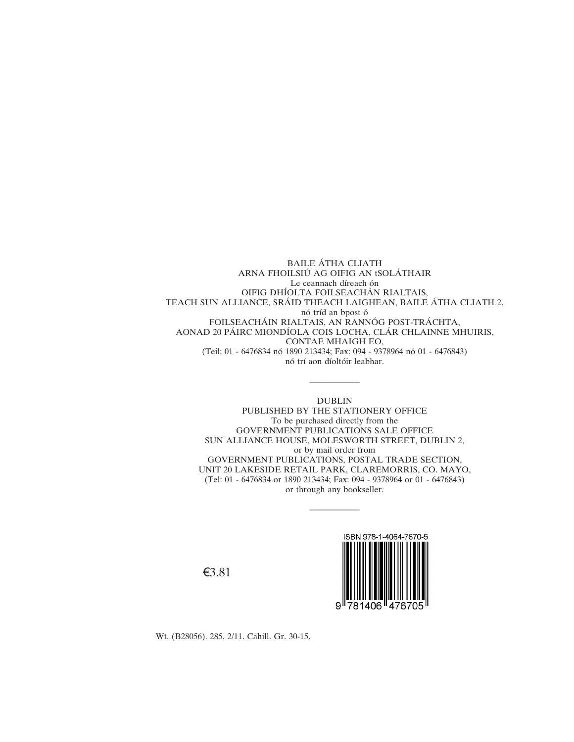BAILE ÁTHA CLIATH
ARNA FHOILSIÚ AG OIFIG AN tSOLÁTHAIR
Le ceannach díreach ón
OIFIG DHÍOLTA FOILSEACHÁN RIALTAIS,
TEACH SUN ALLIANCE, SRÁID THEACH LAIGHEAN, BAILE ÁTHA CLIATH 2,
nó tríd an bpost ó
FOILSEACHÁIN RIALTAIS, AN RANNÓG POST-TRÁCHTA,
AONAD 20 PÁIRC MIONDÍOLA COIS LOCHA, CLÁR CHLAINNE MHUIRIS,
CONTAE MHAIGH EO,
(Teil: 01 - 6476834 nó 1890 213434; Fax: 094 - 9378964 nó 01 - 6476843)
nó trí aon díoltóir leabhar.

---

DUBLIN
PUBLISHED BY THE STATIONERY OFFICE
To be purchased directly from the
GOVERNMENT PUBLICATIONS SALE OFFICE
SUN ALLIANCE HOUSE, MOLESWORTH STREET, DUBLIN 2,
or by mail order from
GOVERNMENT PUBLICATIONS, POSTAL TRADE SECTION,
UNIT 20 LAKESIDE RETAIL PARK, CLAREMORRIS, CO. MAYO,
(Tel: 01 - 6476834 or 1890 213434; Fax: 094 - 9378964 or 01 - 6476843)
or through any bookseller.

---

€3.81

ISBN 978-1-4064-7670-5

9 781406 476705

Wt. (B28056). 285. 2/11. Cahill. Gr. 30-15.